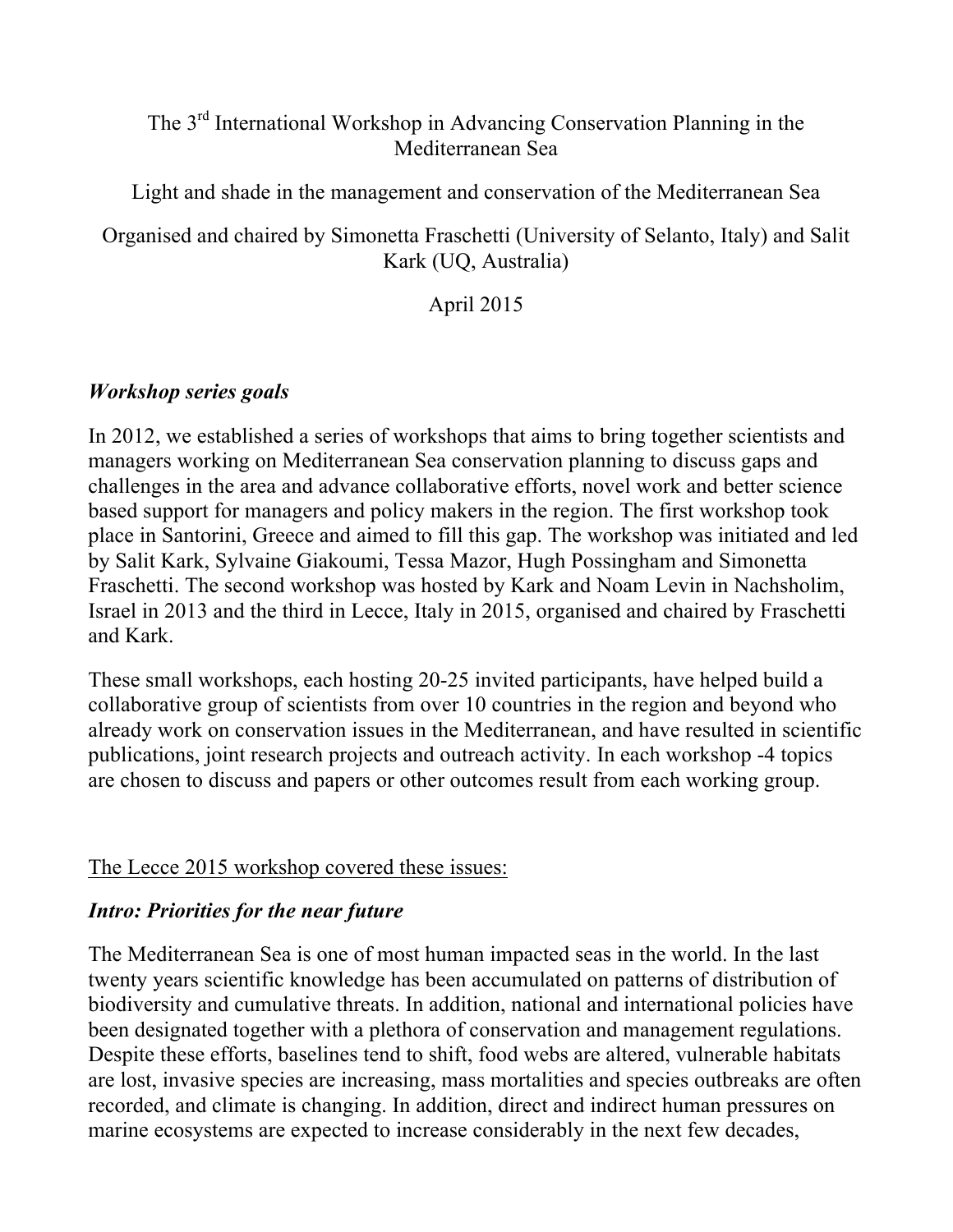# The 3rd International Workshop in Advancing Conservation Planning in the Mediterranean Sea

## Light and shade in the management and conservation of the Mediterranean Sea

Organised and chaired by Simonetta Fraschetti (University of Selanto, Italy) and Salit Kark (UQ, Australia)

April 2015

### *Workshop series goals*

In 2012, we established a series of workshops that aims to bring together scientists and managers working on Mediterranean Sea conservation planning to discuss gaps and challenges in the area and advance collaborative efforts, novel work and better science based support for managers and policy makers in the region. The first workshop took place in Santorini, Greece and aimed to fill this gap. The workshop was initiated and led by Salit Kark, Sylvaine Giakoumi, Tessa Mazor, Hugh Possingham and Simonetta Fraschetti. The second workshop was hosted by Kark and Noam Levin in Nachsholim, Israel in 2013 and the third in Lecce, Italy in 2015, organised and chaired by Fraschetti and Kark.

These small workshops, each hosting 20-25 invited participants, have helped build a collaborative group of scientists from over 10 countries in the region and beyond who already work on conservation issues in the Mediterranean, and have resulted in scientific publications, joint research projects and outreach activity. In each workshop -4 topics are chosen to discuss and papers or other outcomes result from each working group.

<u>The Lecce 2015 workshop covered these issues:</u>

### *Intro: Priorities for the near future*

The Mediterranean Sea is one of most human impacted seas in the world. In the last twenty years scientific knowledge has been accumulated on patterns of distribution of biodiversity and cumulative threats. In addition, national and international policies have been designated together with a plethora of conservation and management regulations. Despite these efforts, baselines tend to shift, food webs are altered, vulnerable habitats are lost, invasive species are increasing, mass mortalities and species outbreaks are often recorded, and climate is changing. In addition, direct and indirect human pressures on marine ecosystems are expected to increase considerably in the next few decades,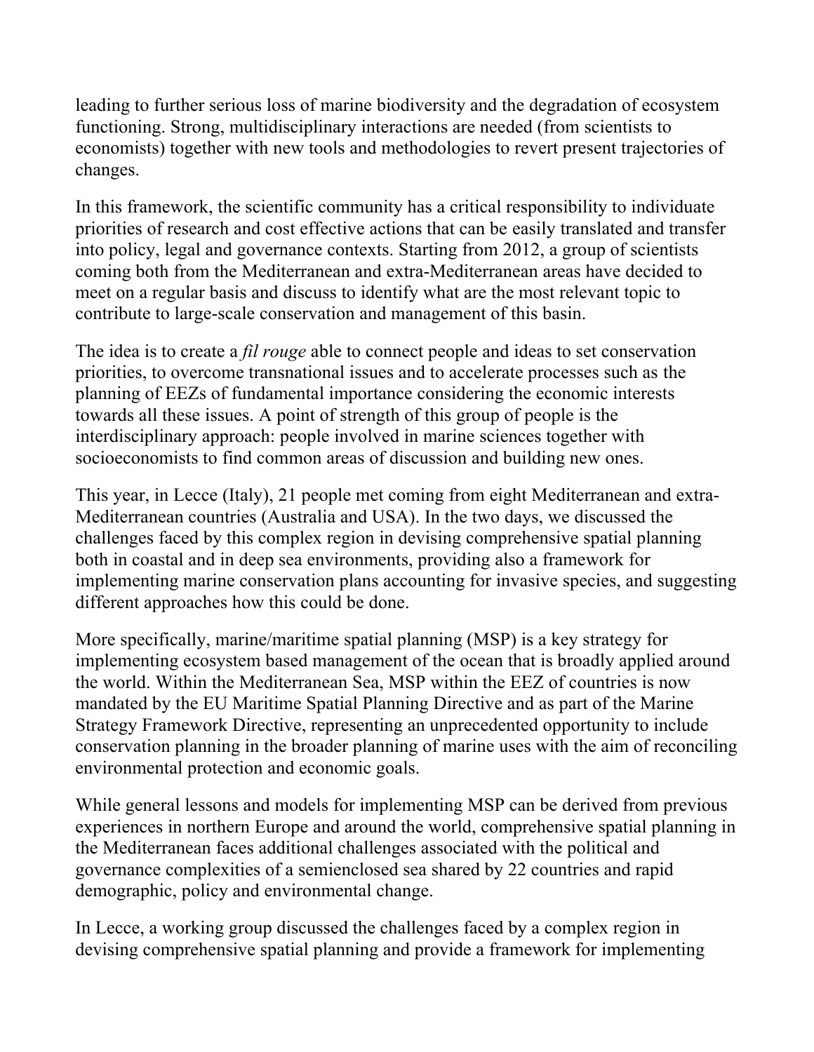leading to further serious loss of marine biodiversity and the degradation of ecosystem functioning. Strong, multidisciplinary interactions are needed (from scientists to economists) together with new tools and methodologies to revert present trajectories of changes.

In this framework, the scientific community has a critical responsibility to individuate priorities of research and cost effective actions that can be easily translated and transfer into policy, legal and governance contexts. Starting from 2012, a group of scientists coming both from the Mediterranean and extra-Mediterranean areas have decided to meet on a regular basis and discuss to identify what are the most relevant topic to contribute to large-scale conservation and management of this basin.

The idea is to create a *fil rouge* able to connect people and ideas to set conservation priorities, to overcome transnational issues and to accelerate processes such as the planning of EEZs of fundamental importance considering the economic interests towards all these issues. A point of strength of this group of people is the interdisciplinary approach: people involved in marine sciences together with socioeconomists to find common areas of discussion and building new ones.

This year, in Lecce (Italy), 21 people met coming from eight Mediterranean and extra-Mediterranean countries (Australia and USA). In the two days, we discussed the challenges faced by this complex region in devising comprehensive spatial planning both in coastal and in deep sea environments, providing also a framework for implementing marine conservation plans accounting for invasive species, and suggesting different approaches how this could be done.

More specifically, marine/maritime spatial planning (MSP) is a key strategy for implementing ecosystem based management of the ocean that is broadly applied around the world. Within the Mediterranean Sea, MSP within the EEZ of countries is now mandated by the EU Maritime Spatial Planning Directive and as part of the Marine Strategy Framework Directive, representing an unprecedented opportunity to include conservation planning in the broader planning of marine uses with the aim of reconciling environmental protection and economic goals.

While general lessons and models for implementing MSP can be derived from previous experiences in northern Europe and around the world, comprehensive spatial planning in the Mediterranean faces additional challenges associated with the political and governance complexities of a semienclosed sea shared by 22 countries and rapid demographic, policy and environmental change.

In Lecce, a working group discussed the challenges faced by a complex region in devising comprehensive spatial planning and provide a framework for implementing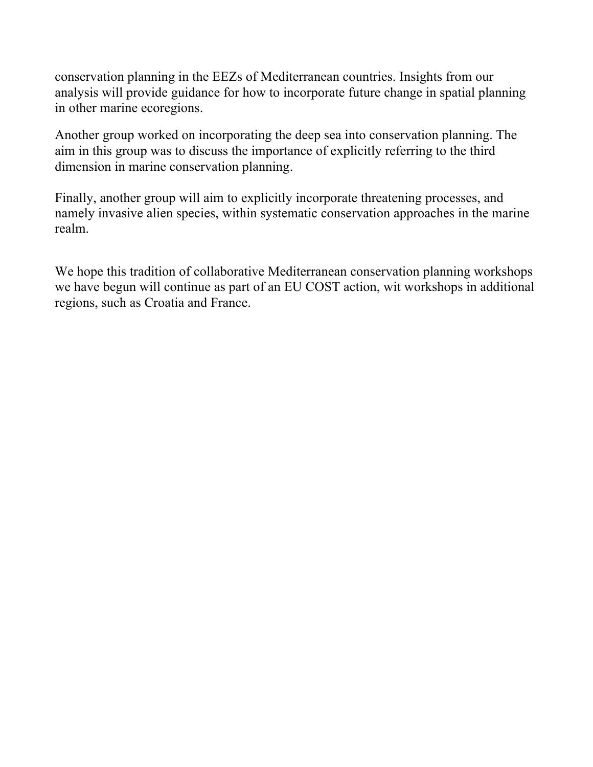conservation planning in the EEZs of Mediterranean countries. Insights from our analysis will provide guidance for how to incorporate future change in spatial planning in other marine ecoregions.

Another group worked on incorporating the deep sea into conservation planning. The aim in this group was to discuss the importance of explicitly referring to the third dimension in marine conservation planning.

Finally, another group will aim to explicitly incorporate threatening processes, and namely invasive alien species, within systematic conservation approaches in the marine realm.

We hope this tradition of collaborative Mediterranean conservation planning workshops we have begun will continue as part of an EU COST action, wit workshops in additional regions, such as Croatia and France.